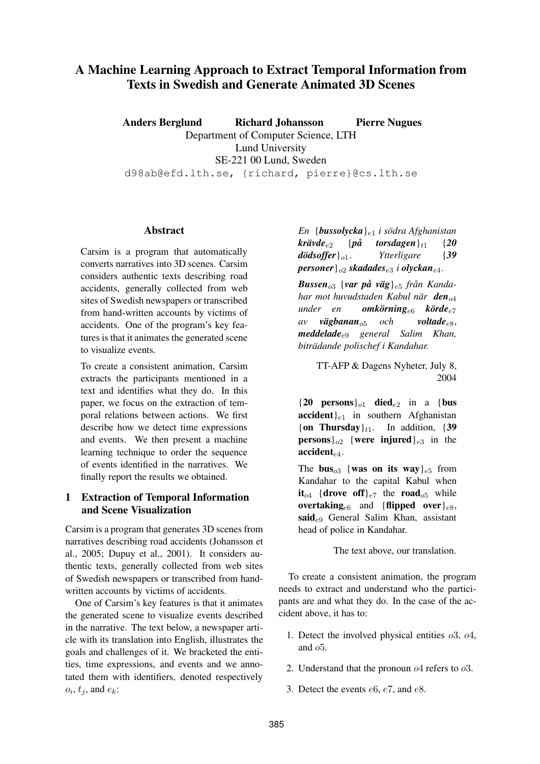# A Machine Learning Approach to Extract Temporal Information from Texts in Swedish and Generate Animated 3D Scenes

**Anders Berglund** **Richard Johansson** **Pierre Nugues**

Department of Computer Science, LTH
Lund University
SE-221 00 Lund, Sweden
d98ab@efd.lth.se, {richard, pierre}@cs.lth.se

## Abstract

Carsim is a program that automatically converts narratives into 3D scenes. Carsim considers authentic texts describing road accidents, generally collected from web sites of Swedish newspapers or transcribed from hand-written accounts by victims of accidents. One of the program's key features is that it animates the generated scene to visualize events.

To create a consistent animation, Carsim extracts the participants mentioned in a text and identifies what they do. In this paper, we focus on the extraction of temporal relations between actions. We first describe how we detect time expressions and events. We then present a machine learning technique to order the sequence of events identified in the narratives. We finally report the results we obtained.

## 1 Extraction of Temporal Information and Scene Visualization

Carsim is a program that generates 3D scenes from narratives describing road accidents (Johansson et al., 2005; Dupuy et al., 2001). It considers authentic texts, generally collected from web sites of Swedish newspapers or transcribed from hand-written accounts by victims of accidents.

One of Carsim's key features is that it animates the generated scene to visualize events described in the narrative. The text below, a newspaper article with its translation into English, illustrates the goals and challenges of it. We bracketed the entities, time expressions, and events and we annotated them with identifiers, denoted respectively $o_i$, $t_j$, and $e_k$:

*En* {***bussolycka***}$_{e1}$ *i södra Afghanistan* ***krävde***$_{e2}$ {***på torsdagen***}$_{t1}$ {***20 dödsoffer***}$_{o1}$. *Ytterligare* {***39 personer***}$_{o2}$ ***skadades***$_{e3}$ *i* ***olyckan***$_{e4}$.

***Bussen***$_{o3}$ {***var på väg***}$_{e5}$ *från Kandahar mot huvudstaden Kabul när* ***den***$_{o4}$ *under en* ***omkörning***$_{e6}$ ***körde***$_{e7}$ *av* ***vägbanan***$_{o5}$ *och* ***voltade***$_{e8}$, ***meddelade***$_{e9}$ *general Salim Khan, biträdande polischef i Kandahar.*

TT-AFP & Dagens Nyheter, July 8, 2004

{**20 persons**}$_{o1}$ **died**$_{e2}$ in a {**bus accident**}$_{e1}$ in southern Afghanistan {**on Thursday**}$_{t1}$. In addition, {**39 persons**}$_{o2}$ {**were injured**}$_{e3}$ in the **accident**$_{e4}$.

The **bus**$_{o3}$ {**was on its way**}$_{e5}$ from Kandahar to the capital Kabul when **it**$_{o4}$ {**drove off**}$_{e7}$ the **road**$_{o5}$ while **overtaking**$_{e6}$ and {**flipped over**}$_{e8}$, **said**$_{e9}$ General Salim Khan, assistant head of police in Kandahar.

The text above, our translation.

To create a consistent animation, the program needs to extract and understand who the participants are and what they do. In the case of the accident above, it has to:

1. Detect the involved physical entities $o3$, $o4$, and $o5$.
2. Understand that the pronoun $o4$ refers to $o3$.
3. Detect the events $e6$, $e7$, and $e8$.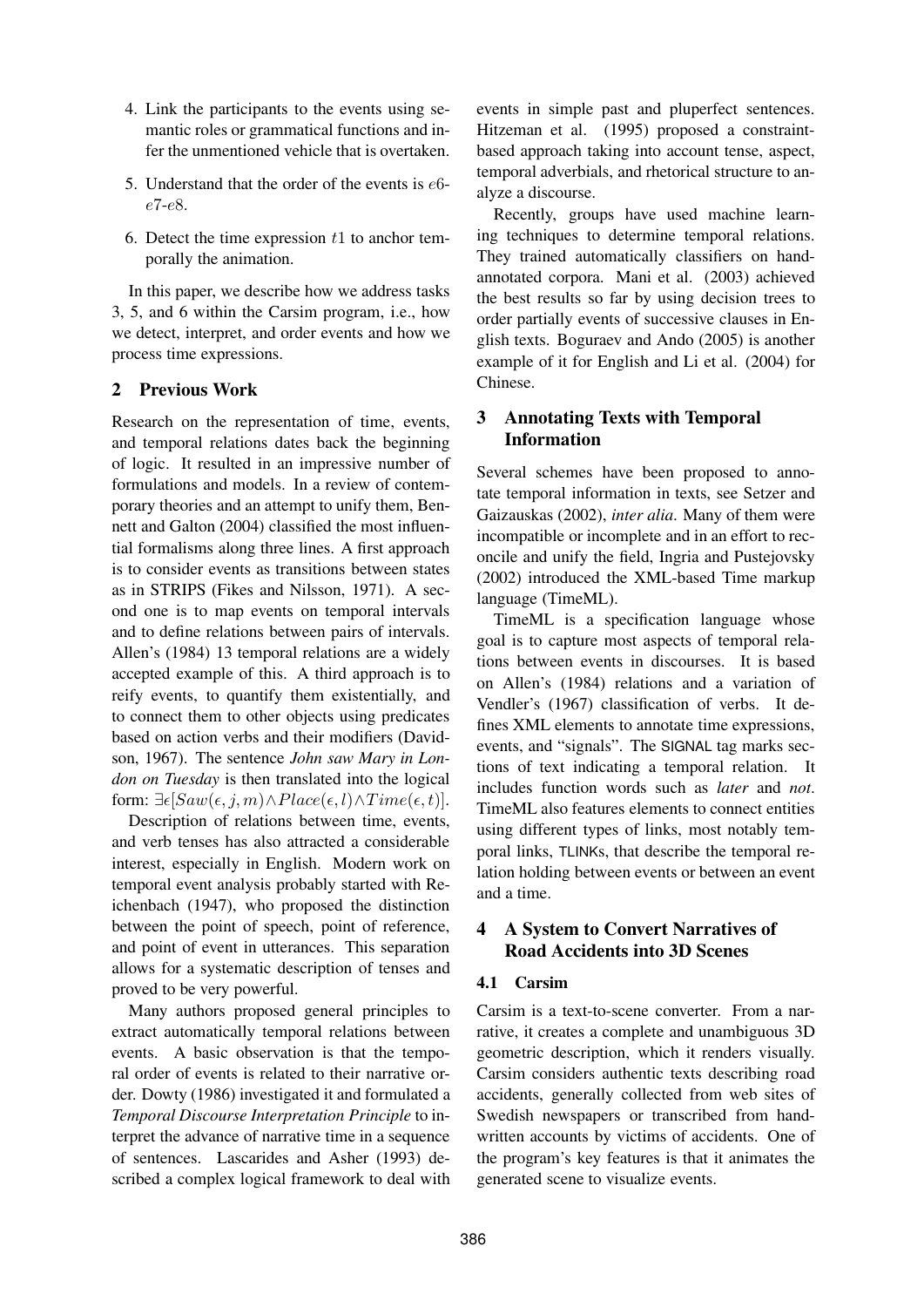4. Link the participants to the events using semantic roles or grammatical functions and infer the unmentioned vehicle that is overtaken.
5. Understand that the order of the events is $e6$-$e7$-$e8$.
6. Detect the time expression $t1$ to anchor temporally the animation.

In this paper, we describe how we address tasks 3, 5, and 6 within the Carsim program, i.e., how we detect, interpret, and order events and how we process time expressions.

## 2 Previous Work

Research on the representation of time, events, and temporal relations dates back the beginning of logic. It resulted in an impressive number of formulations and models. In a review of contemporary theories and an attempt to unify them, Bennett and Galton (2004) classified the most influential formalisms along three lines. A first approach is to consider events as transitions between states as in STRIPS (Fikes and Nilsson, 1971). A second one is to map events on temporal intervals and to define relations between pairs of intervals. Allen's (1984) 13 temporal relations are a widely accepted example of this. A third approach is to reify events, to quantify them existentially, and to connect them to other objects using predicates based on action verbs and their modifiers (Davidson, 1967). The sentence *John saw Mary in London on Tuesday* is then translated into the logical form: $\exists \epsilon [Saw(\epsilon, j, m) \wedge Place(\epsilon, l) \wedge Time(\epsilon, t)]$.

Description of relations between time, events, and verb tenses has also attracted a considerable interest, especially in English. Modern work on temporal event analysis probably started with Reichenbach (1947), who proposed the distinction between the point of speech, point of reference, and point of event in utterances. This separation allows for a systematic description of tenses and proved to be very powerful.

Many authors proposed general principles to extract automatically temporal relations between events. A basic observation is that the temporal order of events is related to their narrative order. Dowty (1986) investigated it and formulated a *Temporal Discourse Interpretation Principle* to interpret the advance of narrative time in a sequence of sentences. Lascarides and Asher (1993) described a complex logical framework to deal with events in simple past and pluperfect sentences. Hitzeman et al. (1995) proposed a constraint-based approach taking into account tense, aspect, temporal adverbials, and rhetorical structure to analyze a discourse.

Recently, groups have used machine learning techniques to determine temporal relations. They trained automatically classifiers on hand-annotated corpora. Mani et al. (2003) achieved the best results so far by using decision trees to order partially events of successive clauses in English texts. Boguraev and Ando (2005) is another example of it for English and Li et al. (2004) for Chinese.

## 3 Annotating Texts with Temporal Information

Several schemes have been proposed to annotate temporal information in texts, see Setzer and Gaizauskas (2002), *inter alia*. Many of them were incompatible or incomplete and in an effort to reconcile and unify the field, Ingria and Pustejovsky (2002) introduced the XML-based Time markup language (TimeML).

TimeML is a specification language whose goal is to capture most aspects of temporal relations between events in discourses. It is based on Allen's (1984) relations and a variation of Vendler's (1967) classification of verbs. It defines XML elements to annotate time expressions, events, and "signals". The SIGNAL tag marks sections of text indicating a temporal relation. It includes function words such as *later* and *not*. TimeML also features elements to connect entities using different types of links, most notably temporal links, TLINKs, that describe the temporal relation holding between events or between an event and a time.

## 4 A System to Convert Narratives of Road Accidents into 3D Scenes

### 4.1 Carsim

Carsim is a text-to-scene converter. From a narrative, it creates a complete and unambiguous 3D geometric description, which it renders visually. Carsim considers authentic texts describing road accidents, generally collected from web sites of Swedish newspapers or transcribed from handwritten accounts by victims of accidents. One of the program's key features is that it animates the generated scene to visualize events.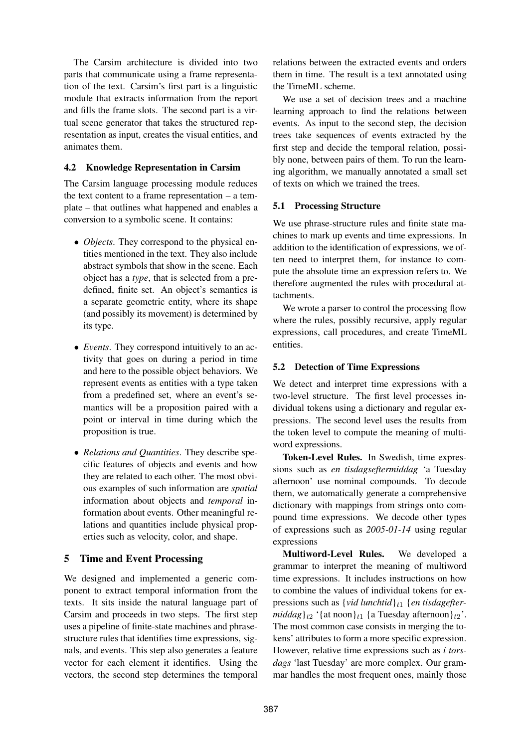The Carsim architecture is divided into two parts that communicate using a frame representation of the text. Carsim's first part is a linguistic module that extracts information from the report and fills the frame slots. The second part is a virtual scene generator that takes the structured representation as input, creates the visual entities, and animates them.

### 4.2 Knowledge Representation in Carsim

The Carsim language processing module reduces the text content to a frame representation – a template – that outlines what happened and enables a conversion to a symbolic scene. It contains:

- *Objects*. They correspond to the physical entities mentioned in the text. They also include abstract symbols that show in the scene. Each object has a *type*, that is selected from a predefined, finite set. An object's semantics is a separate geometric entity, where its shape (and possibly its movement) is determined by its type.
- *Events*. They correspond intuitively to an activity that goes on during a period in time and here to the possible object behaviors. We represent events as entities with a type taken from a predefined set, where an event's semantics will be a proposition paired with a point or interval in time during which the proposition is true.
- *Relations and Quantities*. They describe specific features of objects and events and how they are related to each other. The most obvious examples of such information are *spatial* information about objects and *temporal* information about events. Other meaningful relations and quantities include physical properties such as velocity, color, and shape.

## 5 Time and Event Processing

We designed and implemented a generic component to extract temporal information from the texts. It sits inside the natural language part of Carsim and proceeds in two steps. The first step uses a pipeline of finite-state machines and phrase-structure rules that identifies time expressions, signals, and events. This step also generates a feature vector for each element it identifies. Using the vectors, the second step determines the temporal relations between the extracted events and orders them in time. The result is a text annotated using the TimeML scheme.

We use a set of decision trees and a machine learning approach to find the relations between events. As input to the second step, the decision trees take sequences of events extracted by the first step and decide the temporal relation, possibly none, between pairs of them. To run the learning algorithm, we manually annotated a small set of texts on which we trained the trees.

### 5.1 Processing Structure

We use phrase-structure rules and finite state machines to mark up events and time expressions. In addition to the identification of expressions, we often need to interpret them, for instance to compute the absolute time an expression refers to. We therefore augmented the rules with procedural attachments.

We wrote a parser to control the processing flow where the rules, possibly recursive, apply regular expressions, call procedures, and create TimeML entities.

### 5.2 Detection of Time Expressions

We detect and interpret time expressions with a two-level structure. The first level processes individual tokens using a dictionary and regular expressions. The second level uses the results from the token level to compute the meaning of multiword expressions.

**Token-Level Rules.** In Swedish, time expressions such as *en tisdagseftermiddag* 'a Tuesday afternoon' use nominal compounds. To decode them, we automatically generate a comprehensive dictionary with mappings from strings onto compound time expressions. We decode other types of expressions such as *2005-01-14* using regular expressions

**Multiword-Level Rules.** We developed a grammar to interpret the meaning of multiword time expressions. It includes instructions on how to combine the values of individual tokens for expressions such as $\{$*vid lunchtid*$\}_{t1}$ $\{$*en tisdageftermiddag*$\}_{t2}$ '$\{$at noon$\}_{t1}$ $\{$a Tuesday afternoon$\}_{t2}$'. The most common case consists in merging the tokens' attributes to form a more specific expression. However, relative time expressions such as *i torsdags* 'last Tuesday' are more complex. Our grammar handles the most frequent ones, mainly those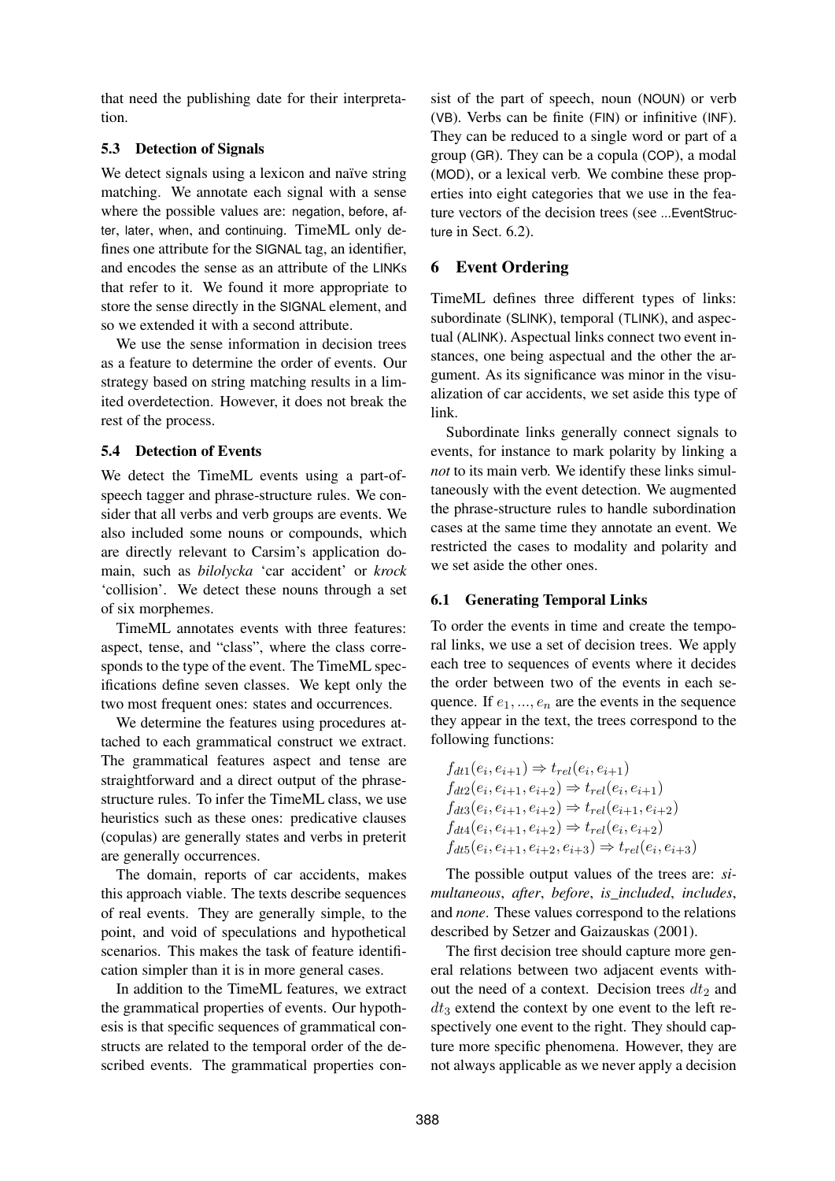that need the publishing date for their interpretation.

### 5.3 Detection of Signals

We detect signals using a lexicon and naïve string matching. We annotate each signal with a sense where the possible values are: negation, before, after, later, when, and continuing. TimeML only defines one attribute for the SIGNAL tag, an identifier, and encodes the sense as an attribute of the LINKs that refer to it. We found it more appropriate to store the sense directly in the SIGNAL element, and so we extended it with a second attribute.

We use the sense information in decision trees as a feature to determine the order of events. Our strategy based on string matching results in a limited overdetection. However, it does not break the rest of the process.

### 5.4 Detection of Events

We detect the TimeML events using a part-of-speech tagger and phrase-structure rules. We consider that all verbs and verb groups are events. We also included some nouns or compounds, which are directly relevant to Carsim's application domain, such as *bilolycka* 'car accident' or *krock* 'collision'. We detect these nouns through a set of six morphemes.

TimeML annotates events with three features: aspect, tense, and "class", where the class corresponds to the type of the event. The TimeML specifications define seven classes. We kept only the two most frequent ones: states and occurrences.

We determine the features using procedures attached to each grammatical construct we extract. The grammatical features aspect and tense are straightforward and a direct output of the phrase-structure rules. To infer the TimeML class, we use heuristics such as these ones: predicative clauses (copulas) are generally states and verbs in preterit are generally occurrences.

The domain, reports of car accidents, makes this approach viable. The texts describe sequences of real events. They are generally simple, to the point, and void of speculations and hypothetical scenarios. This makes the task of feature identification simpler than it is in more general cases.

In addition to the TimeML features, we extract the grammatical properties of events. Our hypothesis is that specific sequences of grammatical constructs are related to the temporal order of the described events. The grammatical properties consist of the part of speech, noun (NOUN) or verb (VB). Verbs can be finite (FIN) or infinitive (INF). They can be reduced to a single word or part of a group (GR). They can be a copula (COP), a modal (MOD), or a lexical verb. We combine these properties into eight categories that we use in the feature vectors of the decision trees (see ...EventStructure in Sect. 6.2).

## 6 Event Ordering

TimeML defines three different types of links: subordinate (SLINK), temporal (TLINK), and aspectual (ALINK). Aspectual links connect two event instances, one being aspectual and the other the argument. As its significance was minor in the visualization of car accidents, we set aside this type of link.

Subordinate links generally connect signals to events, for instance to mark polarity by linking a *not* to its main verb. We identify these links simultaneously with the event detection. We augmented the phrase-structure rules to handle subordination cases at the same time they annotate an event. We restricted the cases to modality and polarity and we set aside the other ones.

### 6.1 Generating Temporal Links

To order the events in time and create the temporal links, we use a set of decision trees. We apply each tree to sequences of events where it decides the order between two of the events in each sequence. If $e_1, ..., e_n$ are the events in the sequence they appear in the text, the trees correspond to the following functions:

$$f_{dt1}(e_i, e_{i+1}) \Rightarrow t_{rel}(e_i, e_{i+1})$$
$$f_{dt2}(e_i, e_{i+1}, e_{i+2}) \Rightarrow t_{rel}(e_i, e_{i+1})$$
$$f_{dt3}(e_i, e_{i+1}, e_{i+2}) \Rightarrow t_{rel}(e_{i+1}, e_{i+2})$$
$$f_{dt4}(e_i, e_{i+1}, e_{i+2}) \Rightarrow t_{rel}(e_i, e_{i+2})$$
$$f_{dt5}(e_i, e_{i+1}, e_{i+2}, e_{i+3}) \Rightarrow t_{rel}(e_i, e_{i+3})$$

The possible output values of the trees are: *simultaneous*, *after*, *before*, *is_included*, *includes*, and *none*. These values correspond to the relations described by Setzer and Gaizauskas (2001).

The first decision tree should capture more general relations between two adjacent events without the need of a context. Decision trees $dt_2$ and $dt_3$ extend the context by one event to the left respectively one event to the right. They should capture more specific phenomena. However, they are not always applicable as we never apply a decision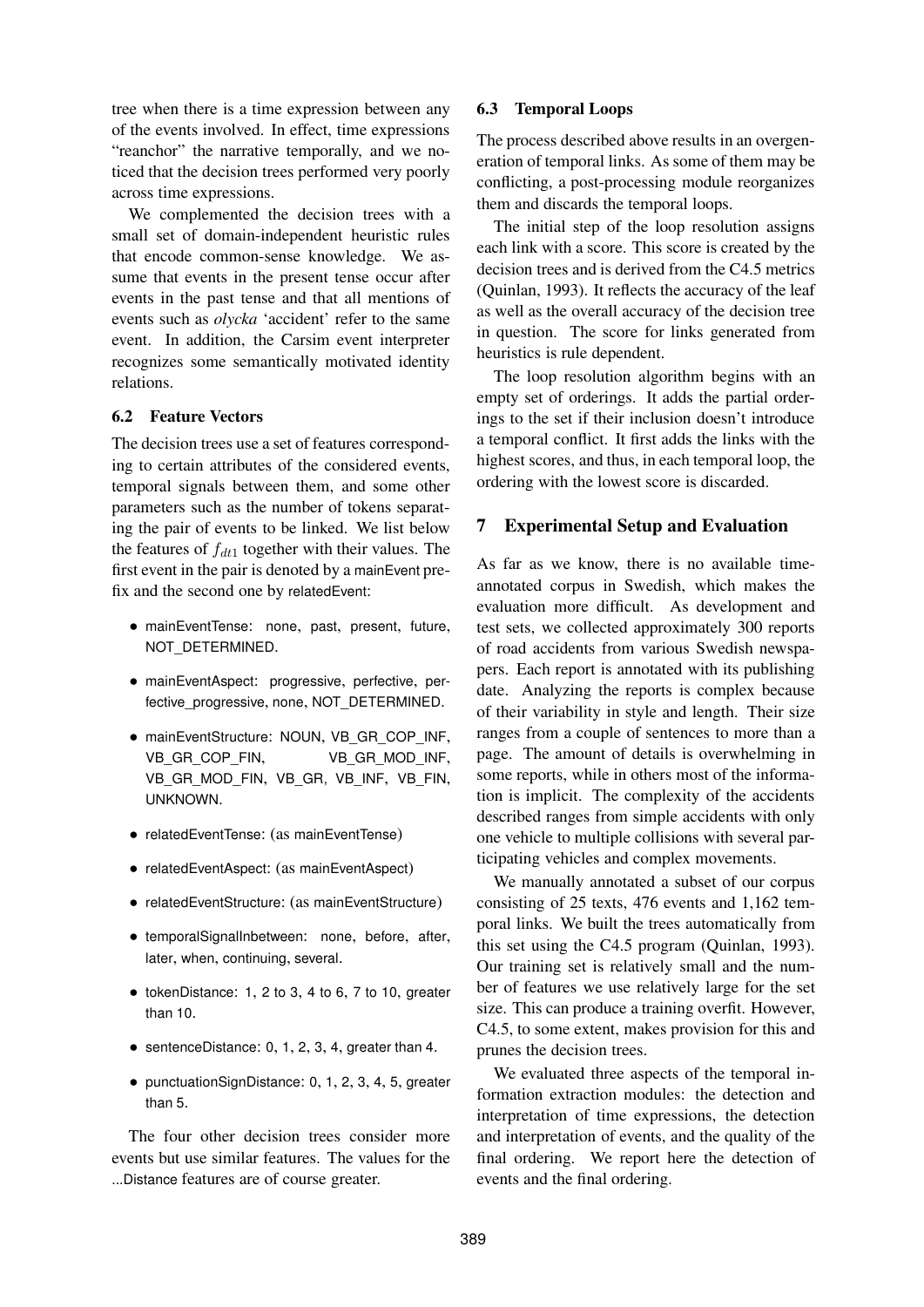tree when there is a time expression between any of the events involved. In effect, time expressions "reanchor" the narrative temporally, and we noticed that the decision trees performed very poorly across time expressions.

We complemented the decision trees with a small set of domain-independent heuristic rules that encode common-sense knowledge. We assume that events in the present tense occur after events in the past tense and that all mentions of events such as *olycka* 'accident' refer to the same event. In addition, the Carsim event interpreter recognizes some semantically motivated identity relations.

### 6.2 Feature Vectors

The decision trees use a set of features corresponding to certain attributes of the considered events, temporal signals between them, and some other parameters such as the number of tokens separating the pair of events to be linked. We list below the features of $f_{dt1}$ together with their values. The first event in the pair is denoted by a mainEvent prefix and the second one by relatedEvent:

- mainEventTense: none, past, present, future, NOT_DETERMINED.
- mainEventAspect: progressive, perfective, perfective_progressive, none, NOT_DETERMINED.
- mainEventStructure: NOUN, VB_GR_COP_INF, VB_GR_COP_FIN, VB_GR_MOD_INF, VB_GR_MOD_FIN, VB_GR, VB_INF, VB_FIN, UNKNOWN.
- relatedEventTense: (as mainEventTense)
- relatedEventAspect: (as mainEventAspect)
- relatedEventStructure: (as mainEventStructure)
- temporalSignalInbetween: none, before, after, later, when, continuing, several.
- tokenDistance: 1, 2 to 3, 4 to 6, 7 to 10, greater than 10.
- sentenceDistance: 0, 1, 2, 3, 4, greater than 4.
- punctuationSignDistance: 0, 1, 2, 3, 4, 5, greater than 5.

The four other decision trees consider more events but use similar features. The values for the ...Distance features are of course greater.

### 6.3 Temporal Loops

The process described above results in an overgeneration of temporal links. As some of them may be conflicting, a post-processing module reorganizes them and discards the temporal loops.

The initial step of the loop resolution assigns each link with a score. This score is created by the decision trees and is derived from the C4.5 metrics (Quinlan, 1993). It reflects the accuracy of the leaf as well as the overall accuracy of the decision tree in question. The score for links generated from heuristics is rule dependent.

The loop resolution algorithm begins with an empty set of orderings. It adds the partial orderings to the set if their inclusion doesn't introduce a temporal conflict. It first adds the links with the highest scores, and thus, in each temporal loop, the ordering with the lowest score is discarded.

## 7 Experimental Setup and Evaluation

As far as we know, there is no available time-annotated corpus in Swedish, which makes the evaluation more difficult. As development and test sets, we collected approximately 300 reports of road accidents from various Swedish newspapers. Each report is annotated with its publishing date. Analyzing the reports is complex because of their variability in style and length. Their size ranges from a couple of sentences to more than a page. The amount of details is overwhelming in some reports, while in others most of the information is implicit. The complexity of the accidents described ranges from simple accidents with only one vehicle to multiple collisions with several participating vehicles and complex movements.

We manually annotated a subset of our corpus consisting of 25 texts, 476 events and 1,162 temporal links. We built the trees automatically from this set using the C4.5 program (Quinlan, 1993). Our training set is relatively small and the number of features we use relatively large for the set size. This can produce a training overfit. However, C4.5, to some extent, makes provision for this and prunes the decision trees.

We evaluated three aspects of the temporal information extraction modules: the detection and interpretation of time expressions, the detection and interpretation of events, and the quality of the final ordering. We report here the detection of events and the final ordering.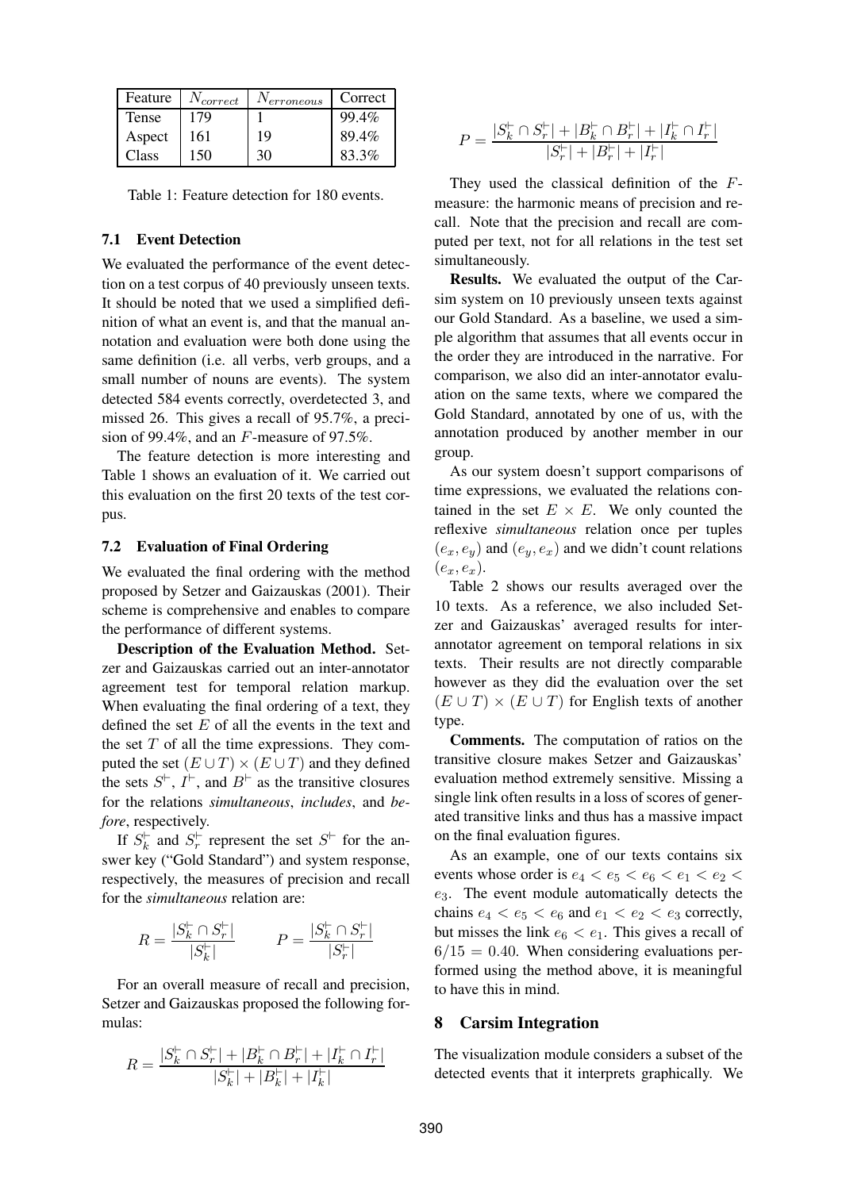| Feature | $N_{correct}$ | $N_{erroneous}$ | Correct |
|---|---|---|---|
| Tense | 179 | 1 | 99.4% |
| Aspect | 161 | 19 | 89.4% |
| Class | 150 | 30 | 83.3% |

Table 1: Feature detection for 180 events.

### 7.1 Event Detection

We evaluated the performance of the event detection on a test corpus of 40 previously unseen texts. It should be noted that we used a simplified definition of what an event is, and that the manual annotation and evaluation were both done using the same definition (i.e. all verbs, verb groups, and a small number of nouns are events). The system detected 584 events correctly, overdetected 3, and missed 26. This gives a recall of 95.7%, a precision of 99.4%, and an $F$-measure of 97.5%.

The feature detection is more interesting and Table 1 shows an evaluation of it. We carried out this evaluation on the first 20 texts of the test corpus.

### 7.2 Evaluation of Final Ordering

We evaluated the final ordering with the method proposed by Setzer and Gaizauskas (2001). Their scheme is comprehensive and enables to compare the performance of different systems.

**Description of the Evaluation Method.** Setzer and Gaizauskas carried out an inter-annotator agreement test for temporal relation markup. When evaluating the final ordering of a text, they defined the set $E$ of all the events in the text and the set $T$ of all the time expressions. They computed the set $(E \cup T) \times (E \cup T)$ and they defined the sets $S^{\vdash}$, $I^{\vdash}$, and $B^{\vdash}$ as the transitive closures for the relations *simultaneous*, *includes*, and *before*, respectively.

If $S^{\vdash}_k$ and $S^{\vdash}_r$ represent the set $S^{\vdash}$ for the answer key ("Gold Standard") and system response, respectively, the measures of precision and recall for the *simultaneous* relation are:

$$R = \frac{|S^{\vdash}_k \cap S^{\vdash}_r|}{|S^{\vdash}_k|} \qquad P = \frac{|S^{\vdash}_k \cap S^{\vdash}_r|}{|S^{\vdash}_r|}$$

For an overall measure of recall and precision, Setzer and Gaizauskas proposed the following formulas:

$$R = \frac{|S^{\vdash}_k \cap S^{\vdash}_r| + |B^{\vdash}_k \cap B^{\vdash}_r| + |I^{\vdash}_k \cap I^{\vdash}_r|}{|S^{\vdash}_k| + |B^{\vdash}_k| + |I^{\vdash}_k|}$$

$$P = \frac{|S^{\vdash}_k \cap S^{\vdash}_r| + |B^{\vdash}_k \cap B^{\vdash}_r| + |I^{\vdash}_k \cap I^{\vdash}_r|}{|S^{\vdash}_r| + |B^{\vdash}_r| + |I^{\vdash}_r|}$$

They used the classical definition of the $F$-measure: the harmonic means of precision and recall. Note that the precision and recall are computed per text, not for all relations in the test set simultaneously.

**Results.** We evaluated the output of the Carsim system on 10 previously unseen texts against our Gold Standard. As a baseline, we used a simple algorithm that assumes that all events occur in the order they are introduced in the narrative. For comparison, we also did an inter-annotator evaluation on the same texts, where we compared the Gold Standard, annotated by one of us, with the annotation produced by another member in our group.

As our system doesn't support comparisons of time expressions, we evaluated the relations contained in the set $E \times E$. We only counted the reflexive *simultaneous* relation once per tuples $(e_x, e_y)$ and $(e_y, e_x)$ and we didn't count relations $(e_x, e_x)$.

Table 2 shows our results averaged over the 10 texts. As a reference, we also included Setzer and Gaizauskas' averaged results for inter-annotator agreement on temporal relations in six texts. Their results are not directly comparable however as they did the evaluation over the set $(E \cup T) \times (E \cup T)$ for English texts of another type.

**Comments.** The computation of ratios on the transitive closure makes Setzer and Gaizauskas' evaluation method extremely sensitive. Missing a single link often results in a loss of scores of generated transitive links and thus has a massive impact on the final evaluation figures.

As an example, one of our texts contains six events whose order is $e_4 < e_5 < e_6 < e_1 < e_2 < e_3$. The event module automatically detects the chains $e_4 < e_5 < e_6$ and $e_1 < e_2 < e_3$ correctly, but misses the link $e_6 < e_1$. This gives a recall of $6/15 = 0.40$. When considering evaluations performed using the method above, it is meaningful to have this in mind.

## 8 Carsim Integration

The visualization module considers a subset of the detected events that it interprets graphically. We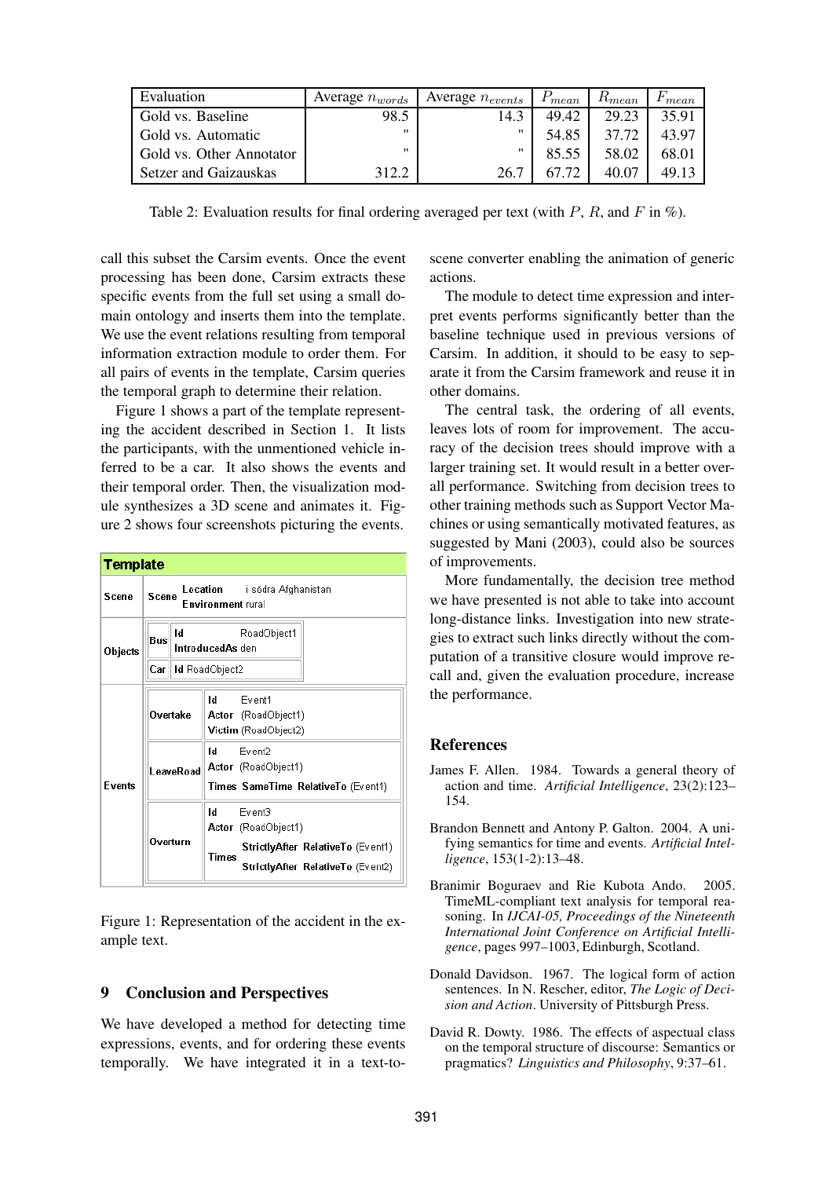| Evaluation | Average $n_{words}$ | Average $n_{events}$ | $P_{mean}$ | $R_{mean}$ | $F_{mean}$ |
|---|---|---|---|---|---|
| Gold vs. Baseline | 98.5 | 14.3 | 49.42 | 29.23 | 35.91 |
| Gold vs. Automatic | " | " | 54.85 | 37.72 | 43.97 |
| Gold vs. Other Annotator | " | " | 85.55 | 58.02 | 68.01 |
| Setzer and Gaizauskas | 312.2 | 26.7 | 67.72 | 40.07 | 49.13 |

Table 2: Evaluation results for final ordering averaged per text (with $P$, $R$, and $F$ in %).

call this subset the Carsim events. Once the event processing has been done, Carsim extracts these specific events from the full set using a small domain ontology and inserts them into the template. We use the event relations resulting from temporal information extraction module to order them. For all pairs of events in the template, Carsim queries the temporal graph to determine their relation.

Figure 1 shows a part of the template representing the accident described in Section 1. It lists the participants, with the unmentioned vehicle inferred to be a car. It also shows the events and their temporal order. Then, the visualization module synthesizes a 3D scene and animates it. Figure 2 shows four screenshots picturing the events.

| **Template** | | |
|---|---|---|
| **Scene** | **Scene** | **Location** i södra Afghanistan<br>**Environment** rural |
| **Objects** | **Bus** | **Id** RoadObject1<br>**IntroducedAs** den |
| | **Car** | **Id** RoadObject2 |
| **Events** | **Overtake** | **Id** Event1<br>**Actor** (RoadObject1)<br>**Victim** (RoadObject2) |
| | **LeaveRoad** | **Id** Event2<br>**Actor** (RoadObject1)<br>**Times** **SameTime** **RelativeTo** (Event1) |
| | **Overturn** | **Id** Event3<br>**Actor** (RoadObject1)<br>**Times** **StrictlyAfter** **RelativeTo** (Event1)<br>**StrictlyAfter** **RelativeTo** (Event2) |

Figure 1: Representation of the accident in the example text.

## 9 Conclusion and Perspectives

We have developed a method for detecting time expressions, events, and for ordering these events temporally. We have integrated it in a text-to-scene converter enabling the animation of generic actions.

The module to detect time expression and interpret events performs significantly better than the baseline technique used in previous versions of Carsim. In addition, it should to be easy to separate it from the Carsim framework and reuse it in other domains.

The central task, the ordering of all events, leaves lots of room for improvement. The accuracy of the decision trees should improve with a larger training set. It would result in a better overall performance. Switching from decision trees to other training methods such as Support Vector Machines or using semantically motivated features, as suggested by Mani (2003), could also be sources of improvements.

More fundamentally, the decision tree method we have presented is not able to take into account long-distance links. Investigation into new strategies to extract such links directly without the computation of a transitive closure would improve recall and, given the evaluation procedure, increase the performance.

## References

James F. Allen. 1984. Towards a general theory of action and time. *Artificial Intelligence*, 23(2):123–154.

Brandon Bennett and Antony P. Galton. 2004. A unifying semantics for time and events. *Artificial Intelligence*, 153(1-2):13–48.

Branimir Boguraev and Rie Kubota Ando. 2005. TimeML-compliant text analysis for temporal reasoning. In *IJCAI-05, Proceedings of the Nineteenth International Joint Conference on Artificial Intelligence*, pages 997–1003, Edinburgh, Scotland.

Donald Davidson. 1967. The logical form of action sentences. In N. Rescher, editor, *The Logic of Decision and Action*. University of Pittsburgh Press.

David R. Dowty. 1986. The effects of aspectual class on the temporal structure of discourse: Semantics or pragmatics? *Linguistics and Philosophy*, 9:37–61.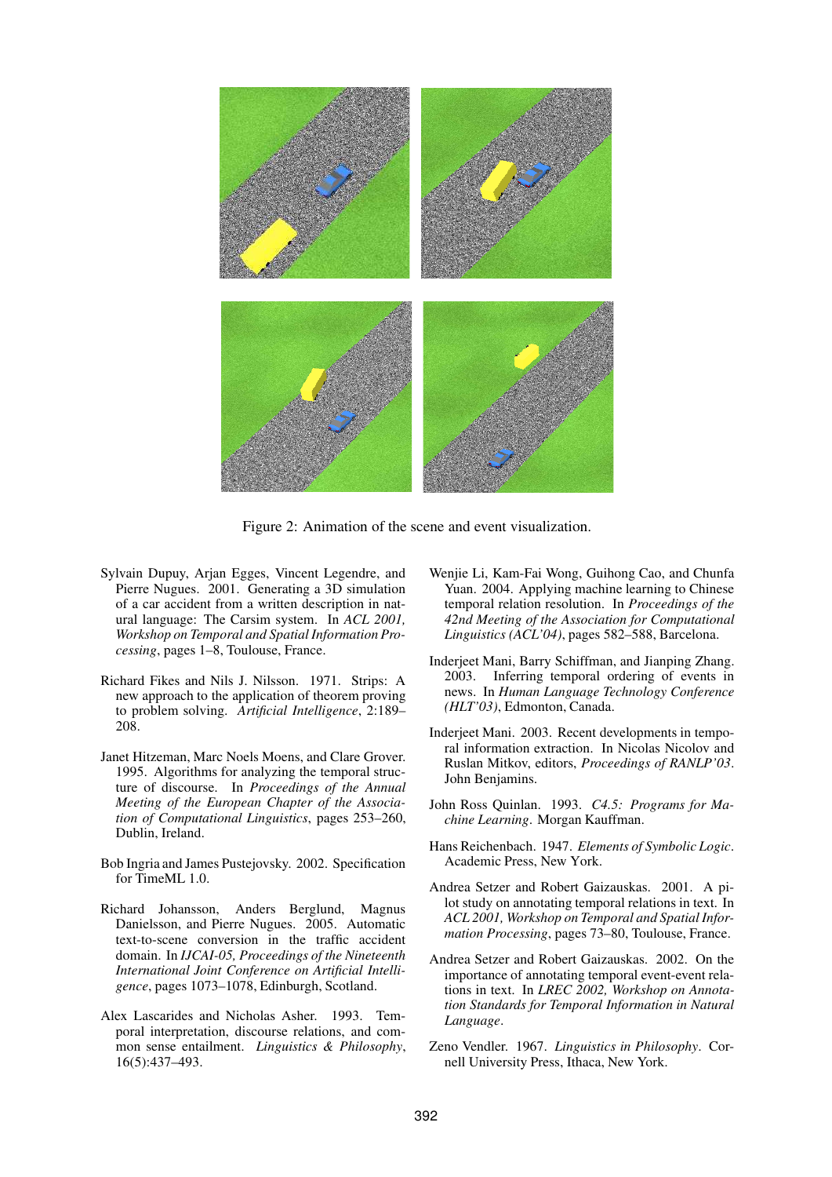Figure 2: Animation of the scene and event visualization.

Sylvain Dupuy, Arjan Egges, Vincent Legendre, and Pierre Nugues. 2001. Generating a 3D simulation of a car accident from a written description in natural language: The Carsim system. In *ACL 2001, Workshop on Temporal and Spatial Information Processing*, pages 1–8, Toulouse, France.

Richard Fikes and Nils J. Nilsson. 1971. Strips: A new approach to the application of theorem proving to problem solving. *Artificial Intelligence*, 2:189–208.

Janet Hitzeman, Marc Noels Moens, and Clare Grover. 1995. Algorithms for analyzing the temporal structure of discourse. In *Proceedings of the Annual Meeting of the European Chapter of the Association of Computational Linguistics*, pages 253–260, Dublin, Ireland.

Bob Ingria and James Pustejovsky. 2002. Specification for TimeML 1.0.

Richard Johansson, Anders Berglund, Magnus Danielsson, and Pierre Nugues. 2005. Automatic text-to-scene conversion in the traffic accident domain. In *IJCAI-05, Proceedings of the Nineteenth International Joint Conference on Artificial Intelligence*, pages 1073–1078, Edinburgh, Scotland.

Alex Lascarides and Nicholas Asher. 1993. Temporal interpretation, discourse relations, and common sense entailment. *Linguistics & Philosophy*, 16(5):437–493.

Wenjie Li, Kam-Fai Wong, Guihong Cao, and Chunfa Yuan. 2004. Applying machine learning to Chinese temporal relation resolution. In *Proceedings of the 42nd Meeting of the Association for Computational Linguistics (ACL'04)*, pages 582–588, Barcelona.

Inderjeet Mani, Barry Schiffman, and Jianping Zhang. 2003. Inferring temporal ordering of events in news. In *Human Language Technology Conference (HLT'03)*, Edmonton, Canada.

Inderjeet Mani. 2003. Recent developments in temporal information extraction. In Nicolas Nicolov and Ruslan Mitkov, editors, *Proceedings of RANLP'03*. John Benjamins.

John Ross Quinlan. 1993. *C4.5: Programs for Machine Learning*. Morgan Kauffman.

Hans Reichenbach. 1947. *Elements of Symbolic Logic*. Academic Press, New York.

Andrea Setzer and Robert Gaizauskas. 2001. A pilot study on annotating temporal relations in text. In *ACL 2001, Workshop on Temporal and Spatial Information Processing*, pages 73–80, Toulouse, France.

Andrea Setzer and Robert Gaizauskas. 2002. On the importance of annotating temporal event-event relations in text. In *LREC 2002, Workshop on Annotation Standards for Temporal Information in Natural Language*.

Zeno Vendler. 1967. *Linguistics in Philosophy*. Cornell University Press, Ithaca, New York.